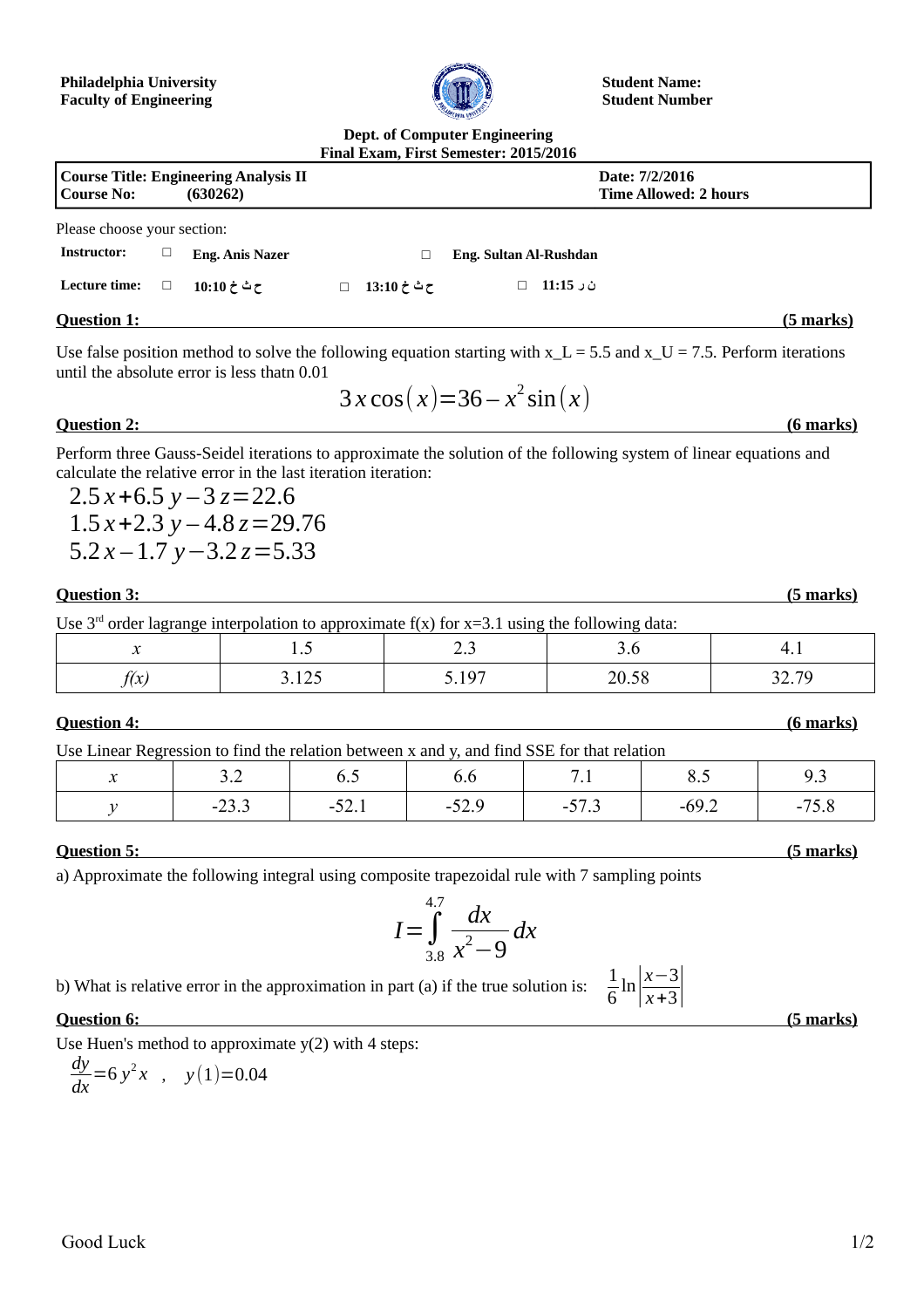**Philadelphia University**
**Faculty of Engineering**

**Student Name:**
**Student Number**

**Dept. of Computer Engineering**
**Final Exam, First Semester: 2015/2016**

| **Course Title: Engineering Analysis II** | **Date: 7/2/2016** |
|---|---|
| **Course No: (630262)** | **Time Allowed: 2 hours** |

Please choose your section:

**Instructor:** □ **Eng. Anis Nazer** □ **Eng. Sultan Al-Rushdan**

**Lecture time:** □ **ح ث خ 10:10** □ **ح ث خ 13:10** □ **ن ر 11:15**

## Question 1: (5 marks)

Use false position method to solve the following equation starting with x_L = 5.5 and x_U = 7.5. Perform iterations until the absolute error is less thatn 0.01

$$3x\cos(x) = 36 - x^2\sin(x)$$

## Question 2: (6 marks)

Perform three Gauss-Seidel iterations to approximate the solution of the following system of linear equations and calculate the relative error in the last iteration iteration:

$$2.5x + 6.5y - 3z = 22.6$$
$$1.5x + 2.3y - 4.8z = 29.76$$
$$5.2x - 1.7y - 3.2z = 5.33$$

## Question 3: (5 marks)

Use 3[rd] order lagrange interpolation to approximate f(x) for x=3.1 using the following data:

| *x* | 1.5 | 2.3 | 3.6 | 4.1 |
|---|---|---|---|---|
| *f(x)* | 3.125 | 5.197 | 20.58 | 32.79 |

## Question 4: (6 marks)

Use Linear Regression to find the relation between x and y, and find SSE for that relation

| *x* | 3.2 | 6.5 | 6.6 | 7.1 | 8.5 | 9.3 |
|---|---|---|---|---|---|---|
| *y* | -23.3 | -52.1 | -52.9 | -57.3 | -69.2 | -75.8 |

## Question 5: (5 marks)

a) Approximate the following integral using composite trapezoidal rule with 7 sampling points

$$I = \int_{3.8}^{4.7} \frac{dx}{x^2 - 9} dx$$

b) What is relative error in the approximation in part (a) if the true solution is: $\frac{1}{6}\ln\left|\frac{x-3}{x+3}\right|$

## Question 6: (5 marks)

Use Huen's method to approximate y(2) with 4 steps:

$$\frac{dy}{dx} = 6y^2 x \quad , \quad y(1) = 0.04$$

Good Luck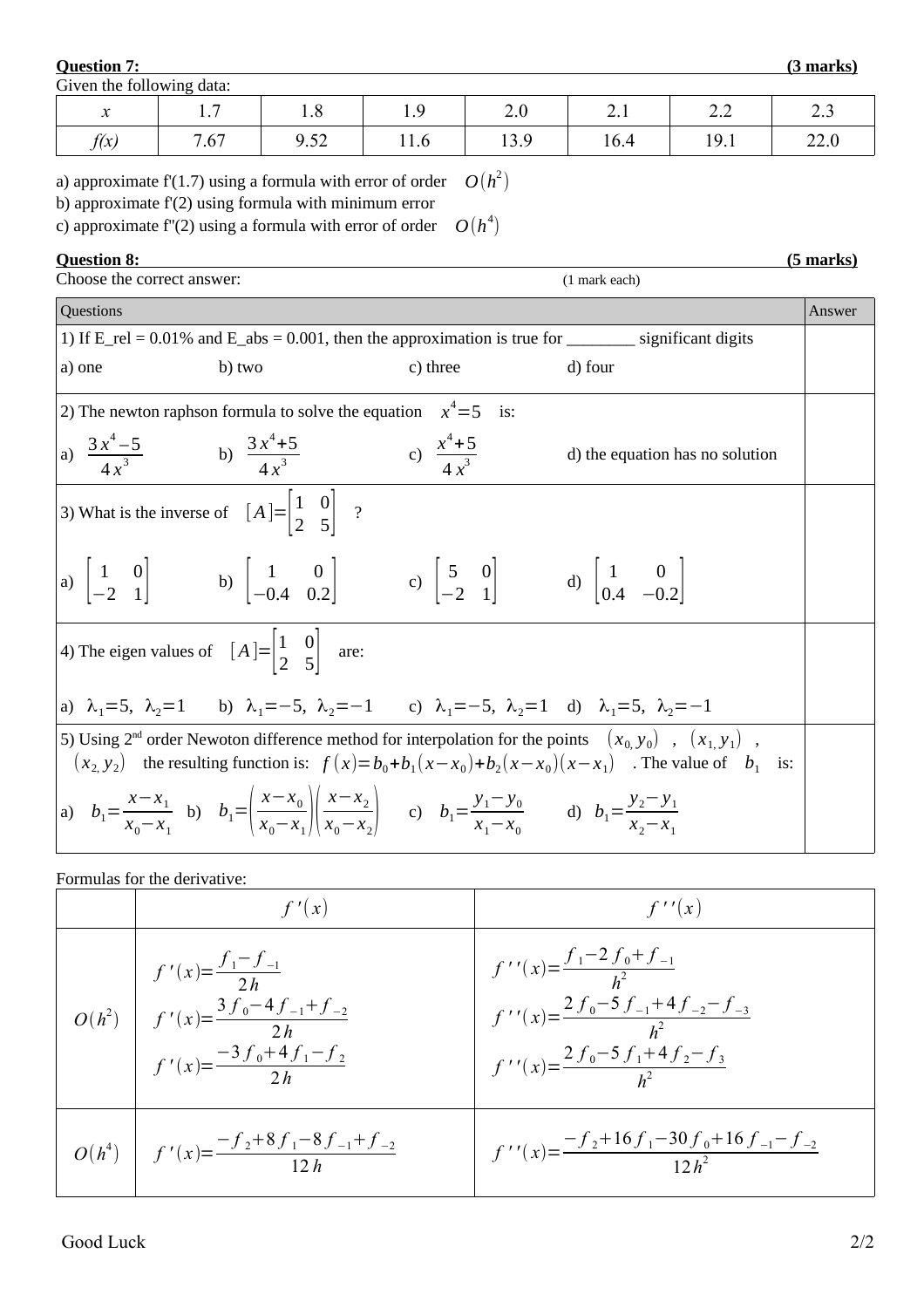**Question 7:** **(3 marks)**

Given the following data:

| $x$ | 1.7 | 1.8 | 1.9 | 2.0 | 2.1 | 2.2 | 2.3 |
|---|---|---|---|---|---|---|---|
| $f(x)$ | 7.67 | 9.52 | 11.6 | 13.9 | 16.4 | 19.1 | 22.0 |

a) approximate f'(1.7) using a formula with error of order $O(h^2)$

b) approximate f'(2) using formula with minimum error

c) approximate f''(2) using a formula with error of order $O(h^4)$

**Question 8:** **(5 marks)**

Choose the correct answer: (1 mark each)

| Questions | Answer |
|---|---|
| 1) If E_rel = 0.01% and E_abs = 0.001, then the approximation is true for ________ significant digits<br>a) one &nbsp;&nbsp; b) two &nbsp;&nbsp; c) three &nbsp;&nbsp; d) four | |
| 2) The newton raphson formula to solve the equation $x^4=5$ is:<br>a) $\frac{3x^4-5}{4x^3}$ &nbsp;&nbsp; b) $\frac{3x^4+5}{4x^3}$ &nbsp;&nbsp; c) $\frac{x^4+5}{4x^3}$ &nbsp;&nbsp; d) the equation has no solution | |
| 3) What is the inverse of $[A]=\begin{bmatrix}1 & 0\\ 2 & 5\end{bmatrix}$ ?<br>a) $\begin{bmatrix}1 & 0\\ -2 & 1\end{bmatrix}$ &nbsp;&nbsp; b) $\begin{bmatrix}1 & 0\\ -0.4 & 0.2\end{bmatrix}$ &nbsp;&nbsp; c) $\begin{bmatrix}5 & 0\\ -2 & 1\end{bmatrix}$ &nbsp;&nbsp; d) $\begin{bmatrix}1 & 0\\ 0.4 & -0.2\end{bmatrix}$ | |
| 4) The eigen values of $[A]=\begin{bmatrix}1 & 0\\ 2 & 5\end{bmatrix}$ are:<br>a) $\lambda_1=5,\ \lambda_2=1$ &nbsp;&nbsp; b) $\lambda_1=-5,\ \lambda_2=-1$ &nbsp;&nbsp; c) $\lambda_1=-5,\ \lambda_2=1$ &nbsp;&nbsp; d) $\lambda_1=5,\ \lambda_2=-1$ | |
| 5) Using 2nd order Newoton difference method for interpolation for the points $(x_0, y_0)$ , $(x_1, y_1)$ , $(x_2, y_2)$ the resulting function is: $f(x)=b_0+b_1(x-x_0)+b_2(x-x_0)(x-x_1)$ . The value of $b_1$ is:<br>a) $b_1=\frac{x-x_1}{x_0-x_1}$ &nbsp;&nbsp; b) $b_1=\left(\frac{x-x_0}{x_0-x_1}\right)\left(\frac{x-x_2}{x_0-x_2}\right)$ &nbsp;&nbsp; c) $b_1=\frac{y_1-y_0}{x_1-x_0}$ &nbsp;&nbsp; d) $b_1=\frac{y_2-y_1}{x_2-x_1}$ | |

Formulas for the derivative:

| | $f'(x)$ | $f''(x)$ |
|---|---|---|
| $O(h^2)$ | $f'(x)=\frac{f_1-f_{-1}}{2h}$<br>$f'(x)=\frac{3f_0-4f_{-1}+f_{-2}}{2h}$<br>$f'(x)=\frac{-3f_0+4f_1-f_2}{2h}$ | $f''(x)=\frac{f_1-2f_0+f_{-1}}{h^2}$<br>$f''(x)=\frac{2f_0-5f_{-1}+4f_{-2}-f_{-3}}{h^2}$<br>$f''(x)=\frac{2f_0-5f_1+4f_2-f_3}{h^2}$ |
| $O(h^4)$ | $f'(x)=\frac{-f_2+8f_1-8f_{-1}+f_{-2}}{12h}$ | $f''(x)=\frac{-f_2+16f_1-30f_0+16f_{-1}-f_{-2}}{12h^2}$ |

Good Luck